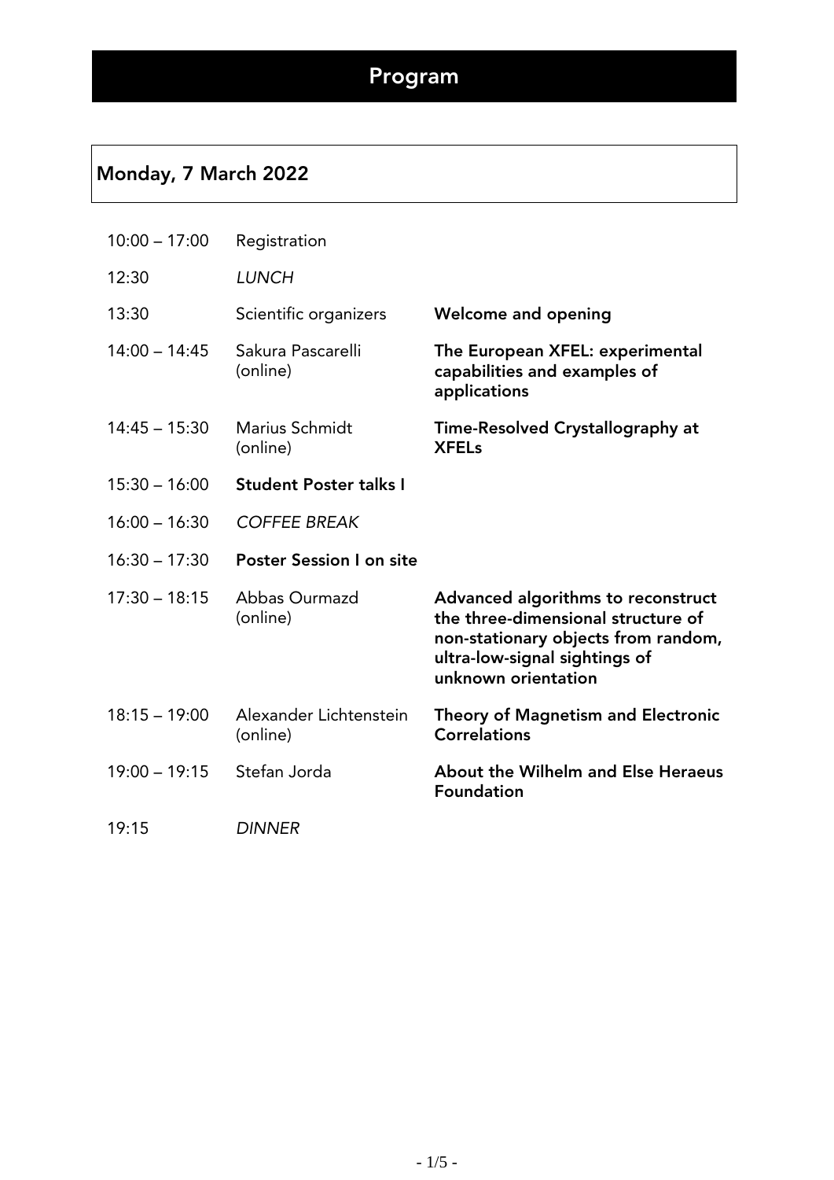# Program

## Monday, 7 March 2022

| | | |
|---|---|---|
| 10:00 – 17:00 | Registration | |
| 12:30 | *LUNCH* | |
| 13:30 | Scientific organizers | **Welcome and opening** |
| 14:00 – 14:45 | Sakura Pascarelli (online) | **The European XFEL: experimental capabilities and examples of applications** |
| 14:45 – 15:30 | Marius Schmidt (online) | **Time-Resolved Crystallography at XFELs** |
| 15:30 – 16:00 | **Student Poster talks I** | |
| 16:00 – 16:30 | *COFFEE BREAK* | |
| 16:30 – 17:30 | **Poster Session I on site** | |
| 17:30 – 18:15 | Abbas Ourmazd (online) | **Advanced algorithms to reconstruct the three-dimensional structure of non-stationary objects from random, ultra-low-signal sightings of unknown orientation** |
| 18:15 – 19:00 | Alexander Lichtenstein (online) | **Theory of Magnetism and Electronic Correlations** |
| 19:00 – 19:15 | Stefan Jorda | **About the Wilhelm and Else Heraeus Foundation** |
| 19:15 | *DINNER* | |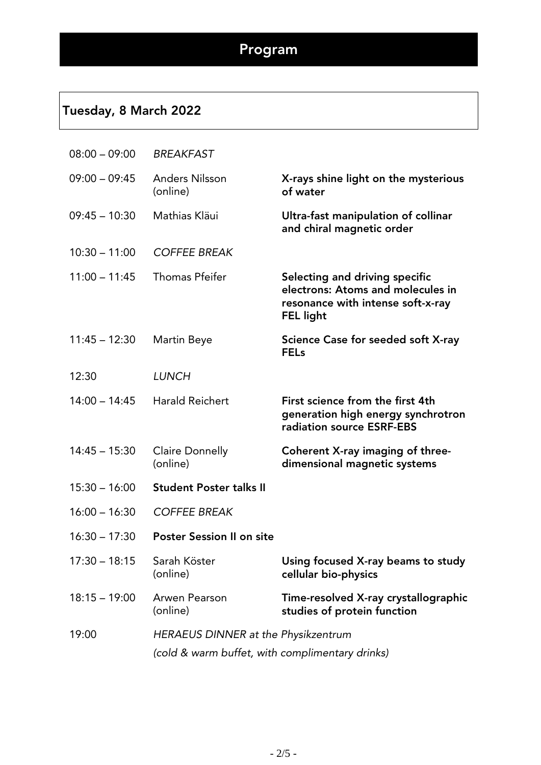# Program

## Tuesday, 8 March 2022

| | | |
|---|---|---|
| 08:00 – 09:00 | *BREAKFAST* | |
| 09:00 – 09:45 | Anders Nilsson (online) | **X-rays shine light on the mysterious of water** |
| 09:45 – 10:30 | Mathias Kläui | **Ultra-fast manipulation of collinar and chiral magnetic order** |
| 10:30 – 11:00 | *COFFEE BREAK* | |
| 11:00 – 11:45 | Thomas Pfeifer | **Selecting and driving specific electrons: Atoms and molecules in resonance with intense soft-x-ray FEL light** |
| 11:45 – 12:30 | Martin Beye | **Science Case for seeded soft X-ray FELs** |
| 12:30 | *LUNCH* | |
| 14:00 – 14:45 | Harald Reichert | **First science from the first 4th generation high energy synchrotron radiation source ESRF-EBS** |
| 14:45 – 15:30 | Claire Donnelly (online) | **Coherent X-ray imaging of three-dimensional magnetic systems** |
| 15:30 – 16:00 | **Student Poster talks II** | |
| 16:00 – 16:30 | *COFFEE BREAK* | |
| 16:30 – 17:30 | **Poster Session II on site** | |
| 17:30 – 18:15 | Sarah Köster (online) | **Using focused X-ray beams to study cellular bio-physics** |
| 18:15 – 19:00 | Arwen Pearson (online) | **Time-resolved X-ray crystallographic studies of protein function** |
| 19:00 | *HERAEUS DINNER at the Physikzentrum* *(cold & warm buffet, with complimentary drinks)* | |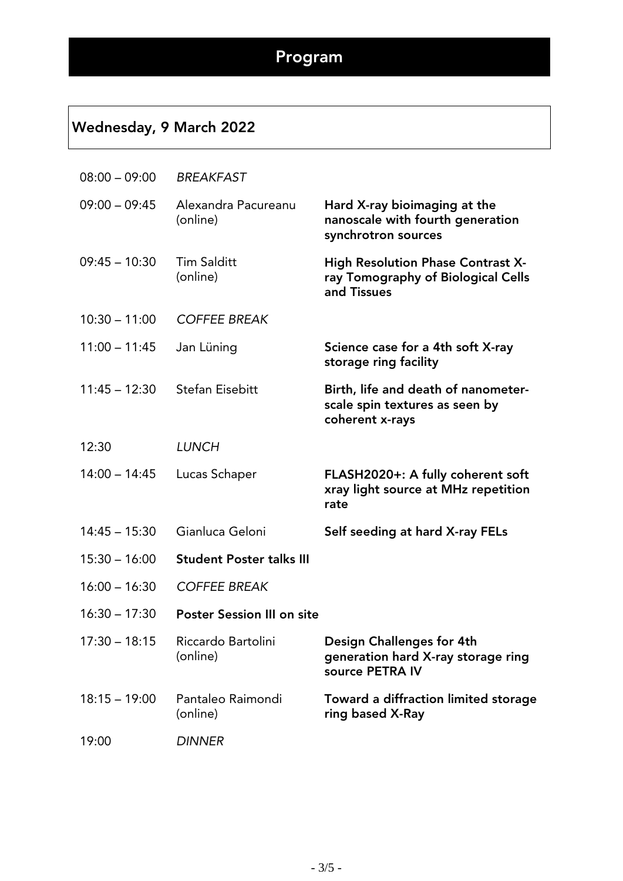# Program

## Wednesday, 9 March 2022

| | | |
|---|---|---|
| 08:00 – 09:00 | *BREAKFAST* | |
| 09:00 – 09:45 | Alexandra Pacureanu (online) | **Hard X-ray bioimaging at the nanoscale with fourth generation synchrotron sources** |
| 09:45 – 10:30 | Tim Salditt (online) | **High Resolution Phase Contrast X-ray Tomography of Biological Cells and Tissues** |
| 10:30 – 11:00 | *COFFEE BREAK* | |
| 11:00 – 11:45 | Jan Lüning | **Science case for a 4th soft X-ray storage ring facility** |
| 11:45 – 12:30 | Stefan Eisebitt | **Birth, life and death of nanometer-scale spin textures as seen by coherent x-rays** |
| 12:30 | *LUNCH* | |
| 14:00 – 14:45 | Lucas Schaper | **FLASH2020+: A fully coherent soft xray light source at MHz repetition rate** |
| 14:45 – 15:30 | Gianluca Geloni | **Self seeding at hard X-ray FELs** |
| 15:30 – 16:00 | **Student Poster talks III** | |
| 16:00 – 16:30 | *COFFEE BREAK* | |
| 16:30 – 17:30 | **Poster Session III on site** | |
| 17:30 – 18:15 | Riccardo Bartolini (online) | **Design Challenges for 4th generation hard X-ray storage ring source PETRA IV** |
| 18:15 – 19:00 | Pantaleo Raimondi (online) | **Toward a diffraction limited storage ring based X-Ray** |
| 19:00 | *DINNER* | |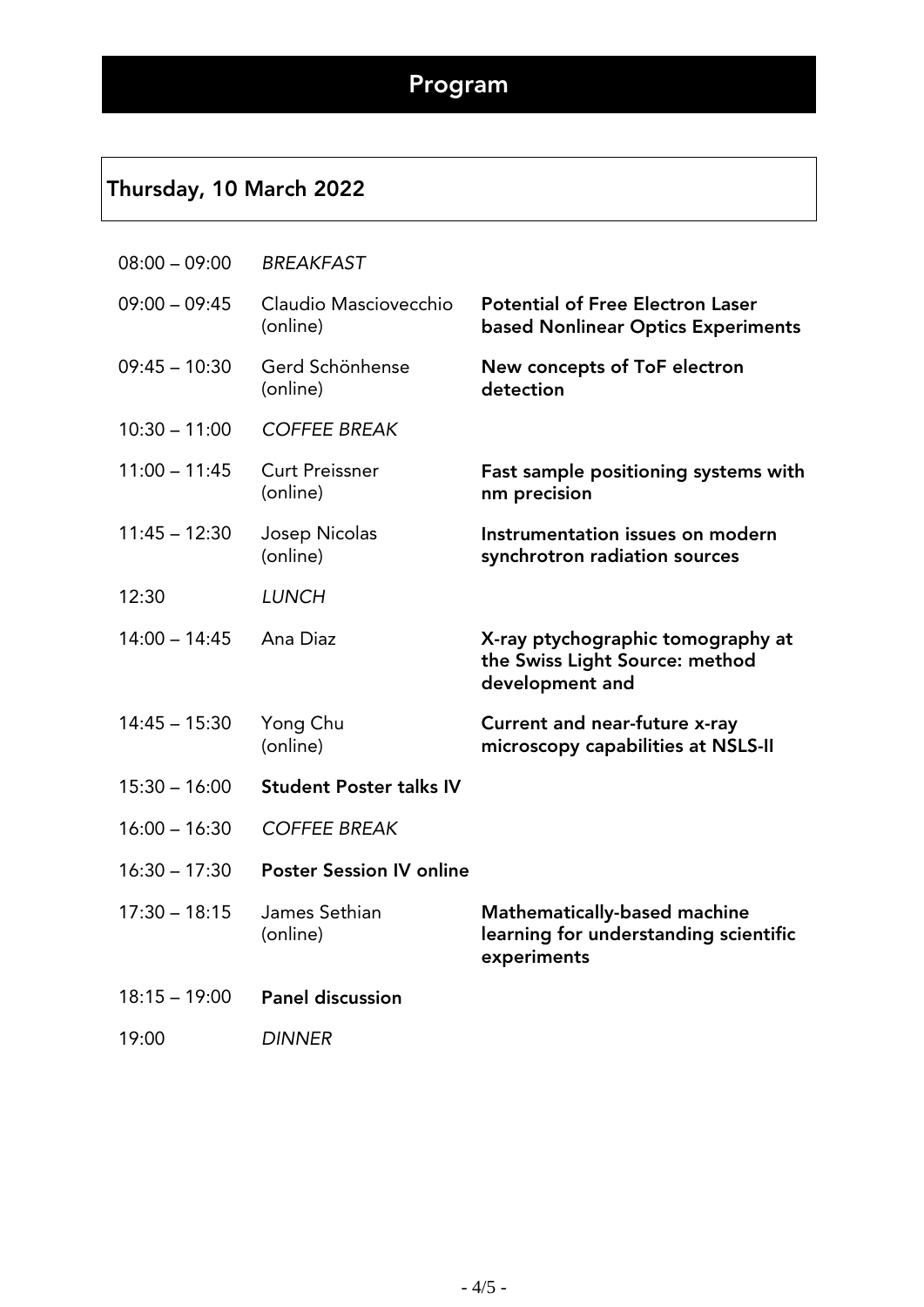# Program

## Thursday, 10 March 2022

| | | |
|---|---|---|
| 08:00 – 09:00 | *BREAKFAST* | |
| 09:00 – 09:45 | Claudio Masciovecchio (online) | **Potential of Free Electron Laser based Nonlinear Optics Experiments** |
| 09:45 – 10:30 | Gerd Schönhense (online) | **New concepts of ToF electron detection** |
| 10:30 – 11:00 | *COFFEE BREAK* | |
| 11:00 – 11:45 | Curt Preissner (online) | **Fast sample positioning systems with nm precision** |
| 11:45 – 12:30 | Josep Nicolas (online) | **Instrumentation issues on modern synchrotron radiation sources** |
| 12:30 | *LUNCH* | |
| 14:00 – 14:45 | Ana Diaz | **X-ray ptychographic tomography at the Swiss Light Source: method development and** |
| 14:45 – 15:30 | Yong Chu (online) | **Current and near-future x-ray microscopy capabilities at NSLS-II** |
| 15:30 – 16:00 | **Student Poster talks IV** | |
| 16:00 – 16:30 | *COFFEE BREAK* | |
| 16:30 – 17:30 | **Poster Session IV online** | |
| 17:30 – 18:15 | James Sethian (online) | **Mathematically-based machine learning for understanding scientific experiments** |
| 18:15 – 19:00 | **Panel discussion** | |
| 19:00 | *DINNER* | |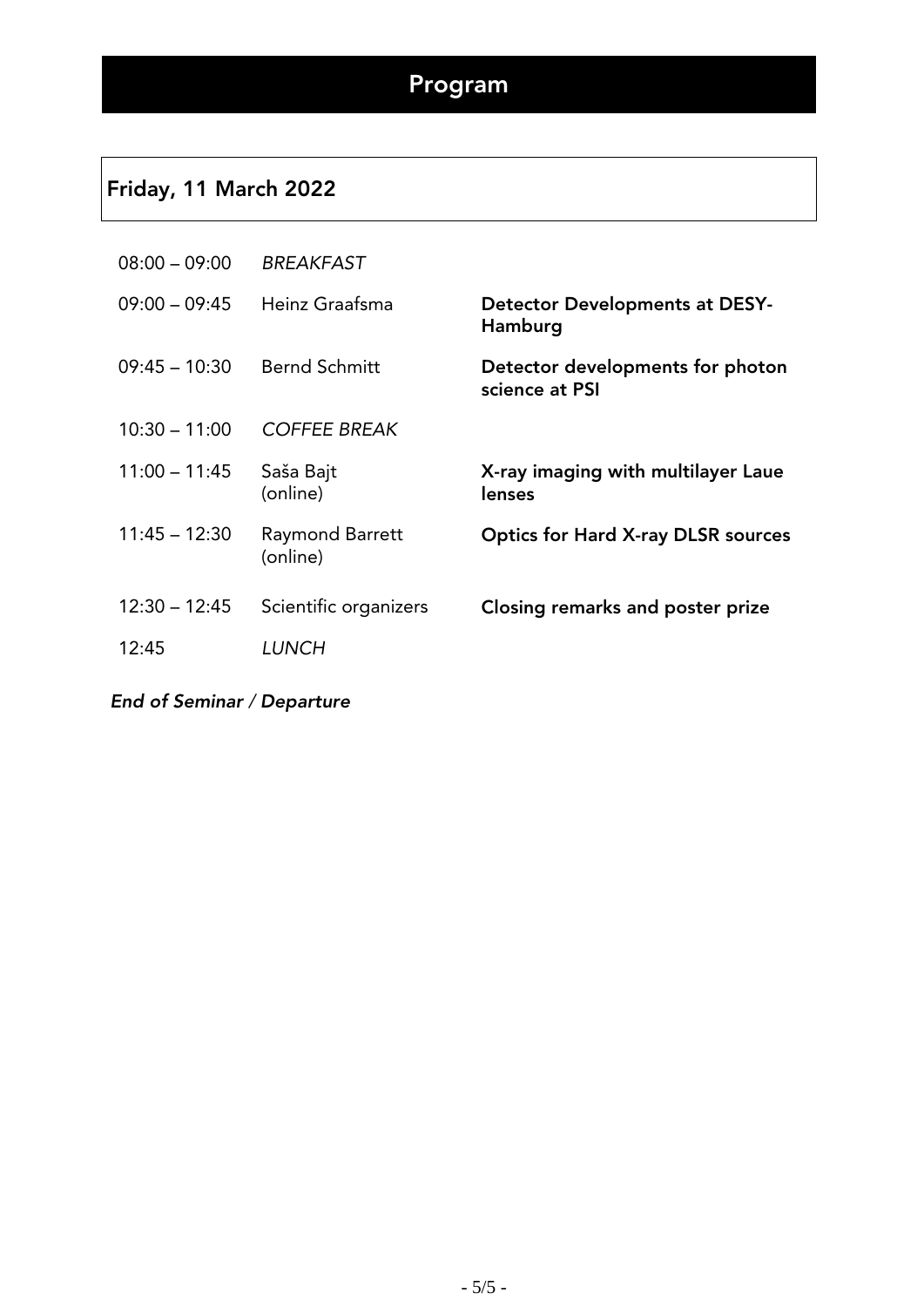# Program

## Friday, 11 March 2022

| | | |
|---|---|---|
| 08:00 – 09:00 | *BREAKFAST* | |
| 09:00 – 09:45 | Heinz Graafsma | **Detector Developments at DESY-Hamburg** |
| 09:45 – 10:30 | Bernd Schmitt | **Detector developments for photon science at PSI** |
| 10:30 – 11:00 | *COFFEE BREAK* | |
| 11:00 – 11:45 | Saša Bajt (online) | **X-ray imaging with multilayer Laue lenses** |
| 11:45 – 12:30 | Raymond Barrett (online) | **Optics for Hard X-ray DLSR sources** |
| 12:30 – 12:45 | Scientific organizers | **Closing remarks and poster prize** |
| 12:45 | *LUNCH* | |

***End of Seminar / Departure***